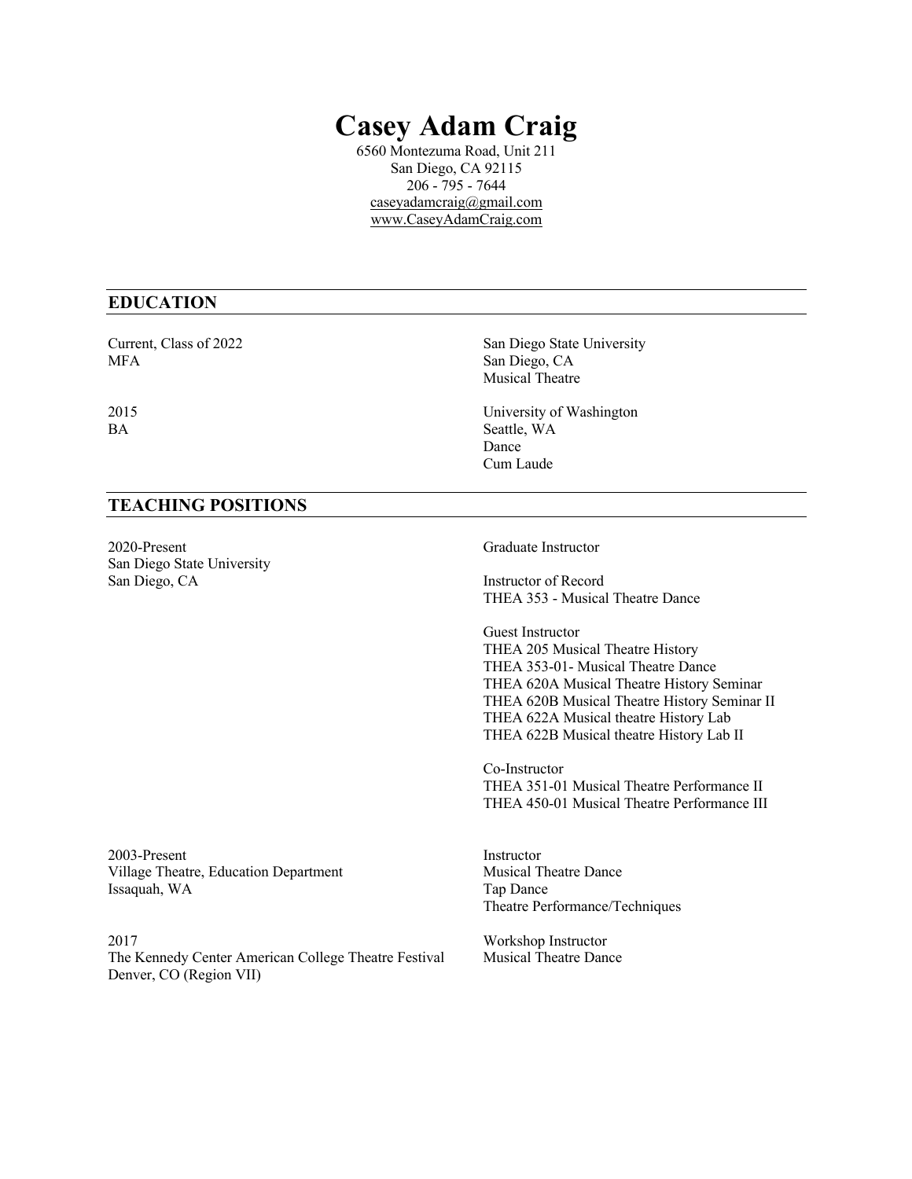# Casey Adam Craig

6560 Montezuma Road, Unit 211
San Diego, CA 92115
206 - 795 - 7644
caseyadamcraig@gmail.com
www.CaseyAdamCraig.com

## EDUCATION

Current, Class of 2022
MFA
San Diego State University
San Diego, CA
Musical Theatre

2015
BA
University of Washington
Seattle, WA
Dance
Cum Laude

## TEACHING POSITIONS

2020-Present
San Diego State University
San Diego, CA

Graduate Instructor

Instructor of Record
THEA 353 - Musical Theatre Dance

Guest Instructor
THEA 205 Musical Theatre History
THEA 353-01- Musical Theatre Dance
THEA 620A Musical Theatre History Seminar
THEA 620B Musical Theatre History Seminar II
THEA 622A Musical theatre History Lab
THEA 622B Musical theatre History Lab II

Co-Instructor
THEA 351-01 Musical Theatre Performance II
THEA 450-01 Musical Theatre Performance III

2003-Present
Village Theatre, Education Department
Issaquah, WA

Instructor
Musical Theatre Dance
Tap Dance
Theatre Performance/Techniques

2017
The Kennedy Center American College Theatre Festival
Denver, CO (Region VII)

Workshop Instructor
Musical Theatre Dance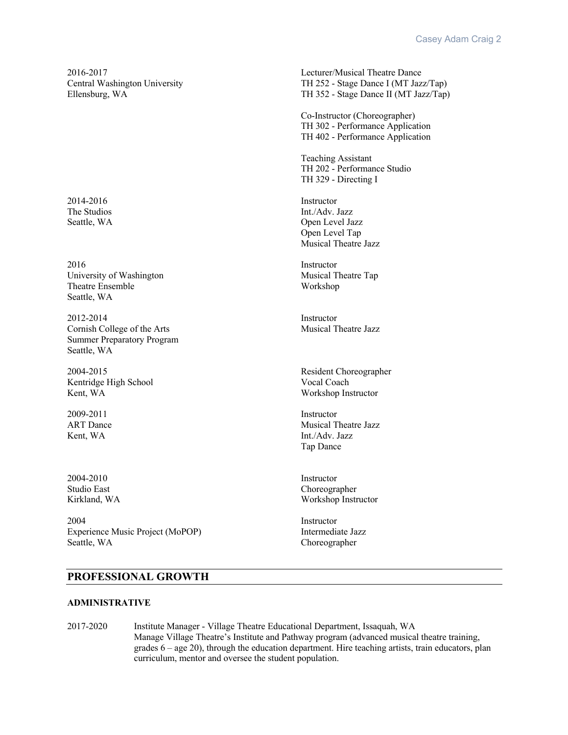2016-2017
Central Washington University
Ellensburg, WA

Lecturer/Musical Theatre Dance
TH 252 - Stage Dance I (MT Jazz/Tap)
TH 352 - Stage Dance II (MT Jazz/Tap)

Co-Instructor (Choreographer)
TH 302 - Performance Application
TH 402 - Performance Application

Teaching Assistant
TH 202 - Performance Studio
TH 329 - Directing I

2014-2016
The Studios
Seattle, WA

Instructor
Int./Adv. Jazz
Open Level Jazz
Open Level Tap
Musical Theatre Jazz

2016
University of Washington
Theatre Ensemble
Seattle, WA

Instructor
Musical Theatre Tap
Workshop

2012-2014
Cornish College of the Arts
Summer Preparatory Program
Seattle, WA

Instructor
Musical Theatre Jazz

2004-2015
Kentridge High School
Kent, WA

Resident Choreographer
Vocal Coach
Workshop Instructor

2009-2011
ART Dance
Kent, WA

Instructor
Musical Theatre Jazz
Int./Adv. Jazz
Tap Dance

2004-2010
Studio East
Kirkland, WA

Instructor
Choreographer
Workshop Instructor

2004
Experience Music Project (MoPOP)
Seattle, WA

Instructor
Intermediate Jazz
Choreographer

## PROFESSIONAL GROWTH

### ADMINISTRATIVE

2017-2020 Institute Manager - Village Theatre Educational Department, Issaquah, WA
Manage Village Theatre's Institute and Pathway program (advanced musical theatre training, grades 6 – age 20), through the education department. Hire teaching artists, train educators, plan curriculum, mentor and oversee the student population.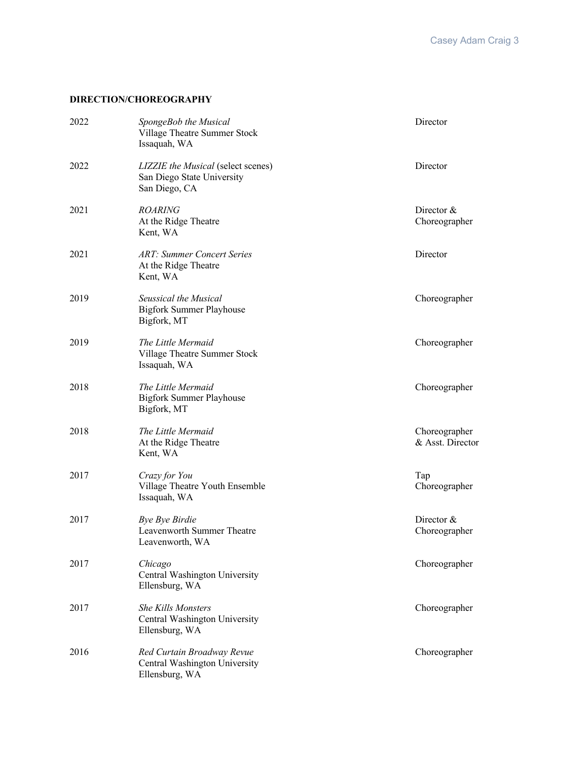**DIRECTION/CHOREOGRAPHY**

| | | |
|---|---|---|
| 2022 | *SpongeBob the Musical*<br>Village Theatre Summer Stock<br>Issaquah, WA | Director |
| 2022 | *LIZZIE the Musical* (select scenes)<br>San Diego State University<br>San Diego, CA | Director |
| 2021 | *ROARING*<br>At the Ridge Theatre<br>Kent, WA | Director & Choreographer |
| 2021 | *ART: Summer Concert Series*<br>At the Ridge Theatre<br>Kent, WA | Director |
| 2019 | *Seussical the Musical*<br>Bigfork Summer Playhouse<br>Bigfork, MT | Choreographer |
| 2019 | *The Little Mermaid*<br>Village Theatre Summer Stock<br>Issaquah, WA | Choreographer |
| 2018 | *The Little Mermaid*<br>Bigfork Summer Playhouse<br>Bigfork, MT | Choreographer |
| 2018 | *The Little Mermaid*<br>At the Ridge Theatre<br>Kent, WA | Choreographer & Asst. Director |
| 2017 | *Crazy for You*<br>Village Theatre Youth Ensemble<br>Issaquah, WA | Tap Choreographer |
| 2017 | *Bye Bye Birdie*<br>Leavenworth Summer Theatre<br>Leavenworth, WA | Director & Choreographer |
| 2017 | *Chicago*<br>Central Washington University<br>Ellensburg, WA | Choreographer |
| 2017 | *She Kills Monsters*<br>Central Washington University<br>Ellensburg, WA | Choreographer |
| 2016 | *Red Curtain Broadway Revue*<br>Central Washington University<br>Ellensburg, WA | Choreographer |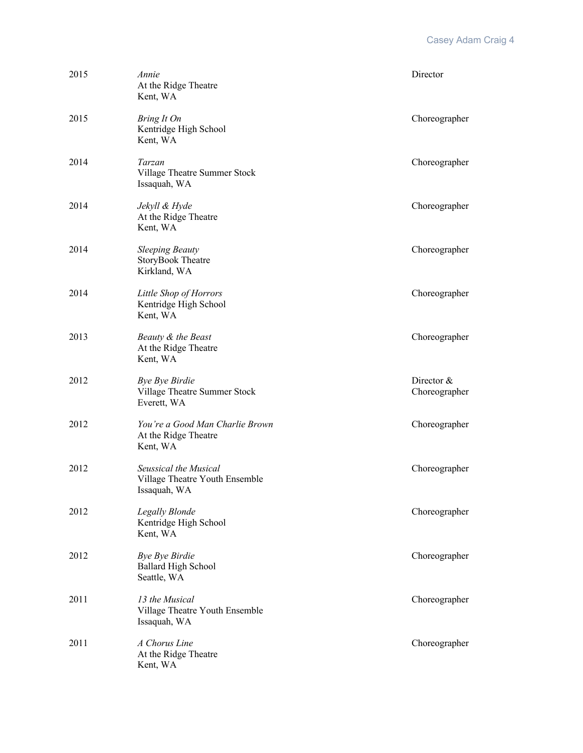| | | |
|---|---|---|
| 2015 | *Annie*<br>At the Ridge Theatre<br>Kent, WA | Director |
| 2015 | *Bring It On*<br>Kentridge High School<br>Kent, WA | Choreographer |
| 2014 | *Tarzan*<br>Village Theatre Summer Stock<br>Issaquah, WA | Choreographer |
| 2014 | *Jekyll & Hyde*<br>At the Ridge Theatre<br>Kent, WA | Choreographer |
| 2014 | *Sleeping Beauty*<br>StoryBook Theatre<br>Kirkland, WA | Choreographer |
| 2014 | *Little Shop of Horrors*<br>Kentridge High School<br>Kent, WA | Choreographer |
| 2013 | *Beauty & the Beast*<br>At the Ridge Theatre<br>Kent, WA | Choreographer |
| 2012 | *Bye Bye Birdie*<br>Village Theatre Summer Stock<br>Everett, WA | Director &<br>Choreographer |
| 2012 | *You're a Good Man Charlie Brown*<br>At the Ridge Theatre<br>Kent, WA | Choreographer |
| 2012 | *Seussical the Musical*<br>Village Theatre Youth Ensemble<br>Issaquah, WA | Choreographer |
| 2012 | *Legally Blonde*<br>Kentridge High School<br>Kent, WA | Choreographer |
| 2012 | *Bye Bye Birdie*<br>Ballard High School<br>Seattle, WA | Choreographer |
| 2011 | *13 the Musical*<br>Village Theatre Youth Ensemble<br>Issaquah, WA | Choreographer |
| 2011 | *A Chorus Line*<br>At the Ridge Theatre<br>Kent, WA | Choreographer |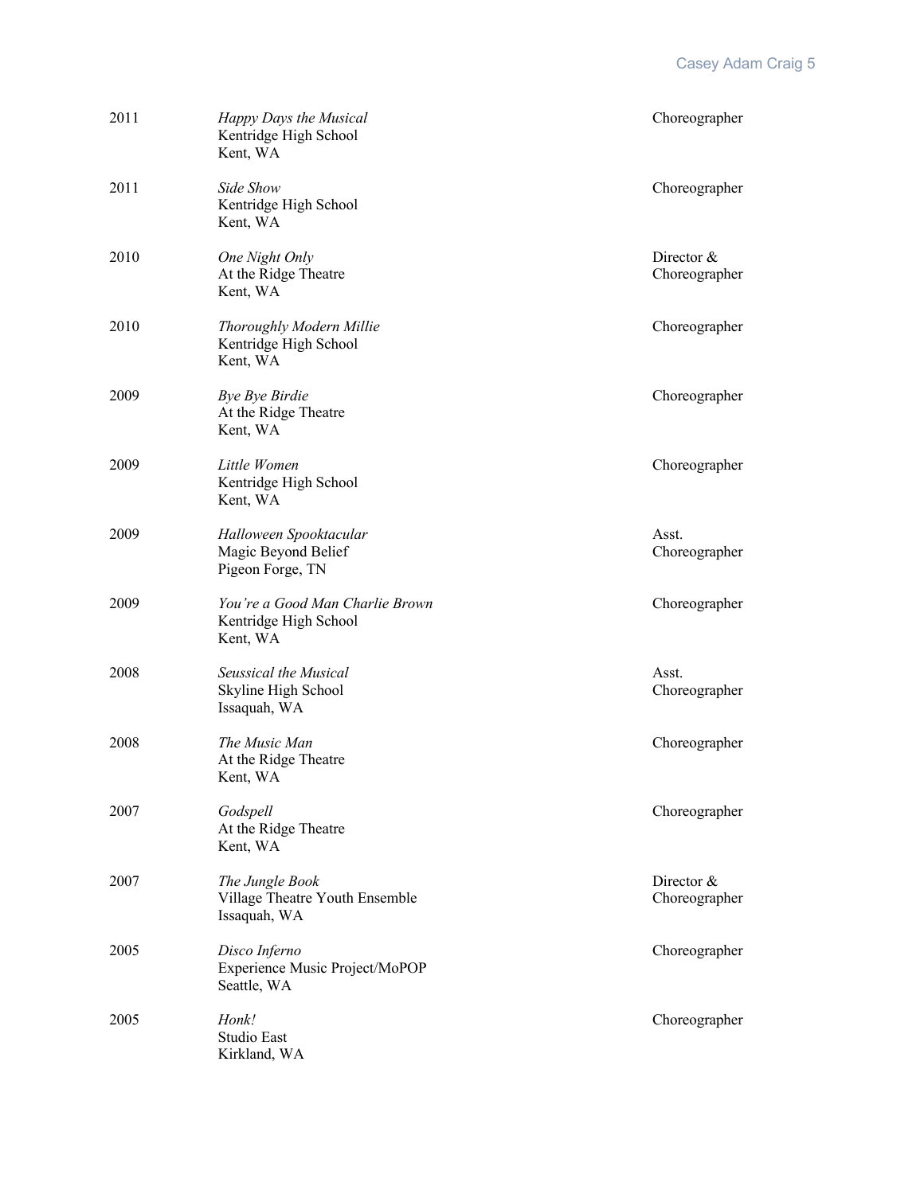| | | |
|---|---|---|
| 2011 | *Happy Days the Musical*<br>Kentridge High School<br>Kent, WA | Choreographer |
| 2011 | *Side Show*<br>Kentridge High School<br>Kent, WA | Choreographer |
| 2010 | *One Night Only*<br>At the Ridge Theatre<br>Kent, WA | Director & Choreographer |
| 2010 | *Thoroughly Modern Millie*<br>Kentridge High School<br>Kent, WA | Choreographer |
| 2009 | *Bye Bye Birdie*<br>At the Ridge Theatre<br>Kent, WA | Choreographer |
| 2009 | *Little Women*<br>Kentridge High School<br>Kent, WA | Choreographer |
| 2009 | *Halloween Spooktacular*<br>Magic Beyond Belief<br>Pigeon Forge, TN | Asst. Choreographer |
| 2009 | *You're a Good Man Charlie Brown*<br>Kentridge High School<br>Kent, WA | Choreographer |
| 2008 | *Seussical the Musical*<br>Skyline High School<br>Issaquah, WA | Asst. Choreographer |
| 2008 | *The Music Man*<br>At the Ridge Theatre<br>Kent, WA | Choreographer |
| 2007 | *Godspell*<br>At the Ridge Theatre<br>Kent, WA | Choreographer |
| 2007 | *The Jungle Book*<br>Village Theatre Youth Ensemble<br>Issaquah, WA | Director & Choreographer |
| 2005 | *Disco Inferno*<br>Experience Music Project/MoPOP<br>Seattle, WA | Choreographer |
| 2005 | *Honk!*<br>Studio East<br>Kirkland, WA | Choreographer |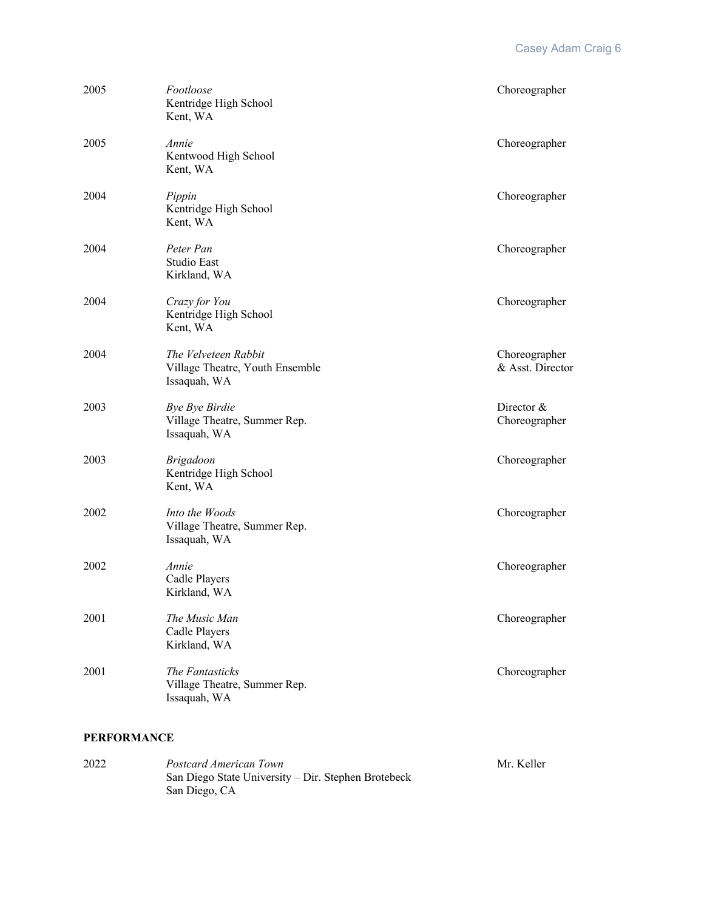| | | |
|---|---|---|
| 2005 | *Footloose*<br>Kentridge High School<br>Kent, WA | Choreographer |
| 2005 | *Annie*<br>Kentwood High School<br>Kent, WA | Choreographer |
| 2004 | *Pippin*<br>Kentridge High School<br>Kent, WA | Choreographer |
| 2004 | *Peter Pan*<br>Studio East<br>Kirkland, WA | Choreographer |
| 2004 | *Crazy for You*<br>Kentridge High School<br>Kent, WA | Choreographer |
| 2004 | *The Velveteen Rabbit*<br>Village Theatre, Youth Ensemble<br>Issaquah, WA | Choreographer<br>& Asst. Director |
| 2003 | *Bye Bye Birdie*<br>Village Theatre, Summer Rep.<br>Issaquah, WA | Director &<br>Choreographer |
| 2003 | *Brigadoon*<br>Kentridge High School<br>Kent, WA | Choreographer |
| 2002 | *Into the Woods*<br>Village Theatre, Summer Rep.<br>Issaquah, WA | Choreographer |
| 2002 | *Annie*<br>Cadle Players<br>Kirkland, WA | Choreographer |
| 2001 | *The Music Man*<br>Cadle Players<br>Kirkland, WA | Choreographer |
| 2001 | *The Fantasticks*<br>Village Theatre, Summer Rep.<br>Issaquah, WA | Choreographer |

**PERFORMANCE**

| | | |
|---|---|---|
| 2022 | *Postcard American Town*<br>San Diego State University – Dir. Stephen Brotebeck<br>San Diego, CA | Mr. Keller |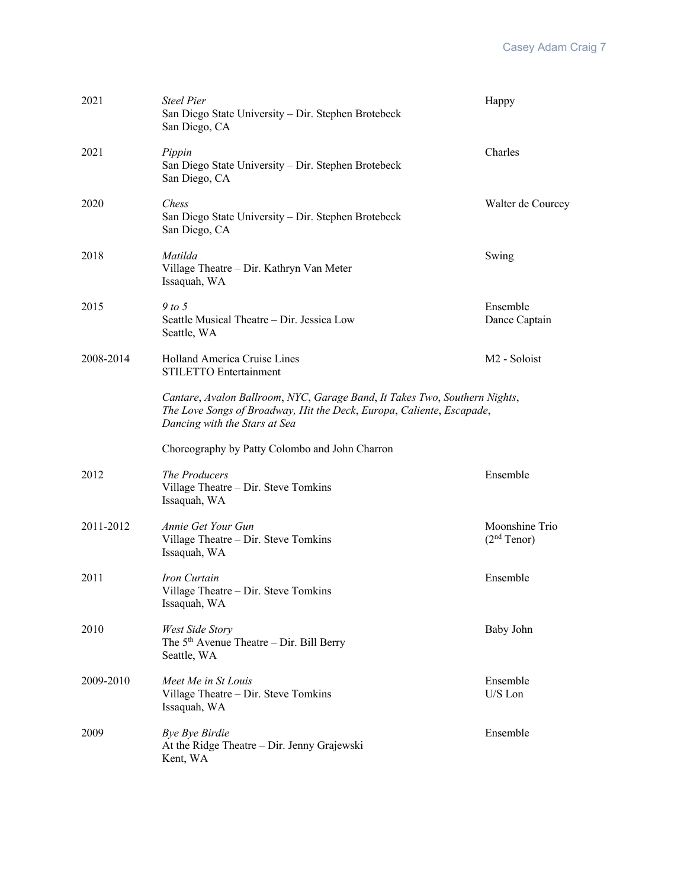| | | |
|---|---|---|
| 2021 | *Steel Pier*<br>San Diego State University – Dir. Stephen Brotebeck<br>San Diego, CA | Happy |
| 2021 | *Pippin*<br>San Diego State University – Dir. Stephen Brotebeck<br>San Diego, CA | Charles |
| 2020 | *Chess*<br>San Diego State University – Dir. Stephen Brotebeck<br>San Diego, CA | Walter de Courcey |
| 2018 | *Matilda*<br>Village Theatre – Dir. Kathryn Van Meter<br>Issaquah, WA | Swing |
| 2015 | *9 to 5*<br>Seattle Musical Theatre – Dir. Jessica Low<br>Seattle, WA | Ensemble<br>Dance Captain |
| 2008-2014 | Holland America Cruise Lines<br>STILETTO Entertainment<br><br>*Cantare*, *Avalon Ballroom*, *NYC*, *Garage Band*, *It Takes Two*, *Southern Nights*, *The Love Songs of Broadway, Hit the Deck*, *Europa*, *Caliente*, *Escapade*, *Dancing with the Stars at Sea*<br><br>Choreography by Patty Colombo and John Charron | M2 - Soloist |
| 2012 | *The Producers*<br>Village Theatre – Dir. Steve Tomkins<br>Issaquah, WA | Ensemble |
| 2011-2012 | *Annie Get Your Gun*<br>Village Theatre – Dir. Steve Tomkins<br>Issaquah, WA | Moonshine Trio<br>(2nd Tenor) |
| 2011 | *Iron Curtain*<br>Village Theatre – Dir. Steve Tomkins<br>Issaquah, WA | Ensemble |
| 2010 | *West Side Story*<br>The 5th Avenue Theatre – Dir. Bill Berry<br>Seattle, WA | Baby John |
| 2009-2010 | *Meet Me in St Louis*<br>Village Theatre – Dir. Steve Tomkins<br>Issaquah, WA | Ensemble<br>U/S Lon |
| 2009 | *Bye Bye Birdie*<br>At the Ridge Theatre – Dir. Jenny Grajewski<br>Kent, WA | Ensemble |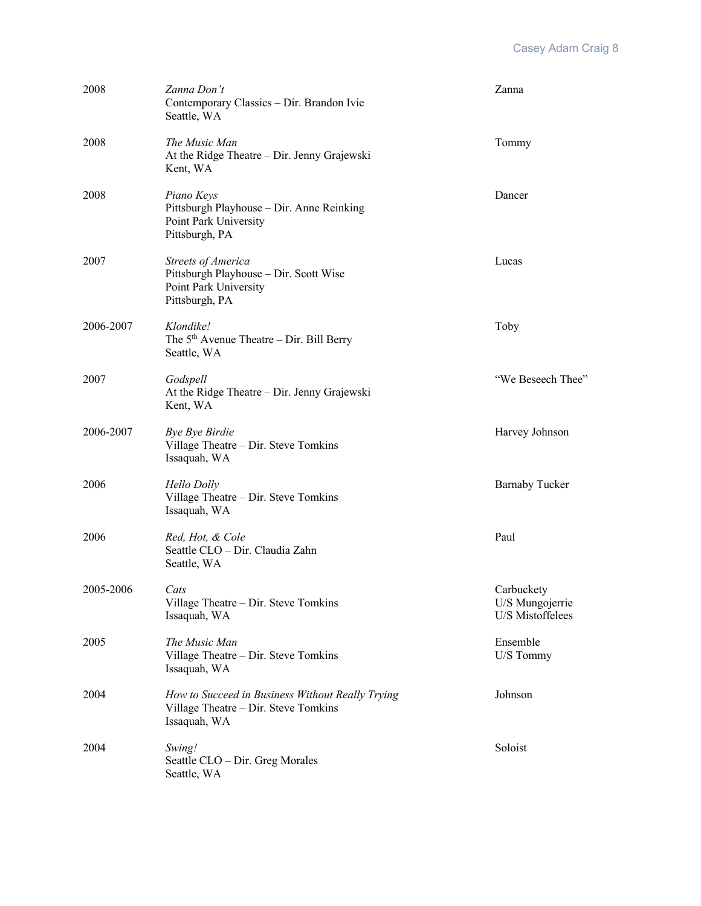| | | |
|---|---|---|
| 2008 | *Zanna Don't*<br>Contemporary Classics – Dir. Brandon Ivie<br>Seattle, WA | Zanna |
| 2008 | *The Music Man*<br>At the Ridge Theatre – Dir. Jenny Grajewski<br>Kent, WA | Tommy |
| 2008 | *Piano Keys*<br>Pittsburgh Playhouse – Dir. Anne Reinking<br>Point Park University<br>Pittsburgh, PA | Dancer |
| 2007 | *Streets of America*<br>Pittsburgh Playhouse – Dir. Scott Wise<br>Point Park University<br>Pittsburgh, PA | Lucas |
| 2006-2007 | *Klondike!*<br>The 5th Avenue Theatre – Dir. Bill Berry<br>Seattle, WA | Toby |
| 2007 | *Godspell*<br>At the Ridge Theatre – Dir. Jenny Grajewski<br>Kent, WA | "We Beseech Thee" |
| 2006-2007 | *Bye Bye Birdie*<br>Village Theatre – Dir. Steve Tomkins<br>Issaquah, WA | Harvey Johnson |
| 2006 | *Hello Dolly*<br>Village Theatre – Dir. Steve Tomkins<br>Issaquah, WA | Barnaby Tucker |
| 2006 | *Red, Hot, & Cole*<br>Seattle CLO – Dir. Claudia Zahn<br>Seattle, WA | Paul |
| 2005-2006 | *Cats*<br>Village Theatre – Dir. Steve Tomkins<br>Issaquah, WA | Carbuckety<br>U/S Mungojerrie<br>U/S Mistoffelees |
| 2005 | *The Music Man*<br>Village Theatre – Dir. Steve Tomkins<br>Issaquah, WA | Ensemble<br>U/S Tommy |
| 2004 | *How to Succeed in Business Without Really Trying*<br>Village Theatre – Dir. Steve Tomkins<br>Issaquah, WA | Johnson |
| 2004 | *Swing!*<br>Seattle CLO – Dir. Greg Morales<br>Seattle, WA | Soloist |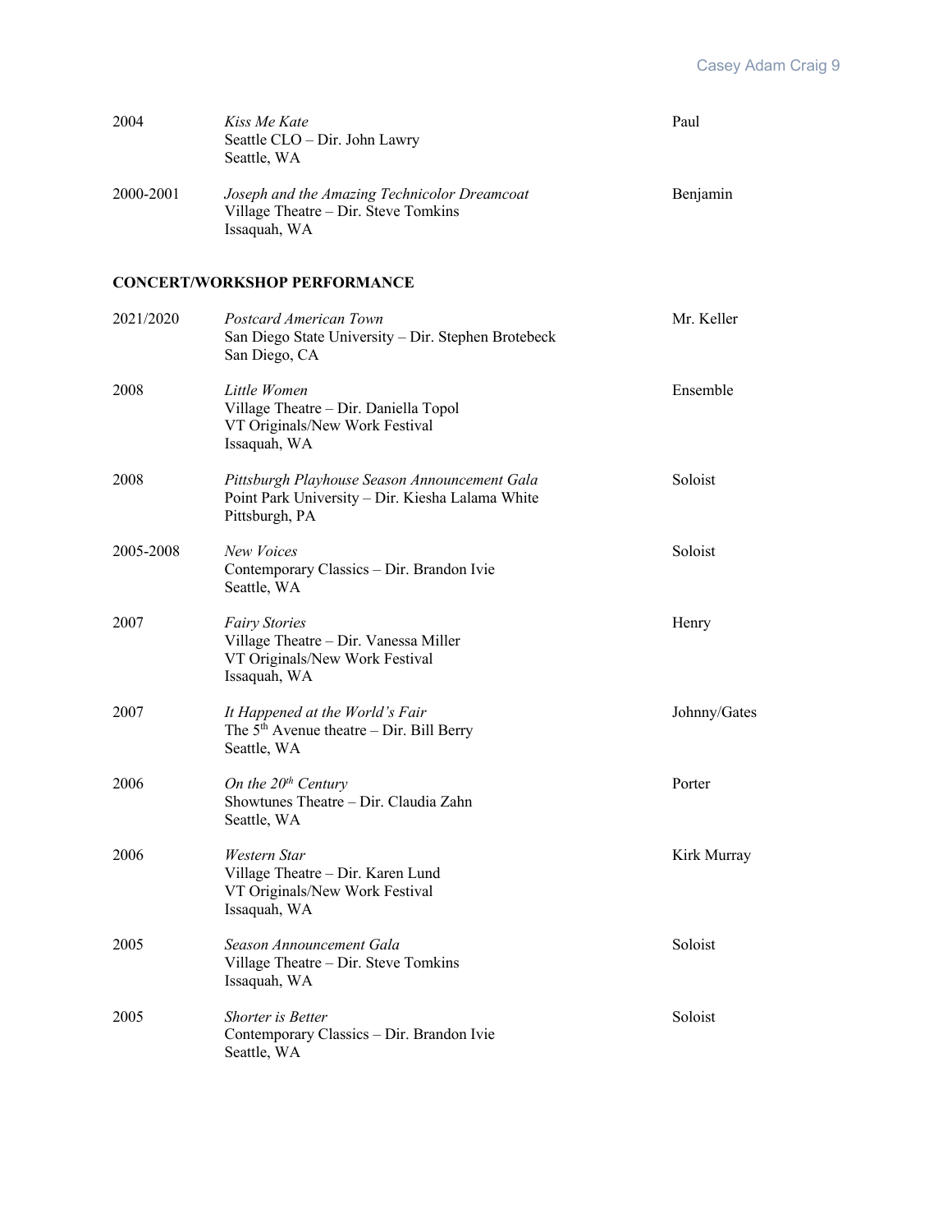| | | |
|---|---|---|
| 2004 | *Kiss Me Kate*<br>Seattle CLO – Dir. John Lawry<br>Seattle, WA | Paul |
| 2000-2001 | *Joseph and the Amazing Technicolor Dreamcoat*<br>Village Theatre – Dir. Steve Tomkins<br>Issaquah, WA | Benjamin |

**CONCERT/WORKSHOP PERFORMANCE**

| | | |
|---|---|---|
| 2021/2020 | *Postcard American Town*<br>San Diego State University – Dir. Stephen Brotebeck<br>San Diego, CA | Mr. Keller |
| 2008 | *Little Women*<br>Village Theatre – Dir. Daniella Topol<br>VT Originals/New Work Festival<br>Issaquah, WA | Ensemble |
| 2008 | *Pittsburgh Playhouse Season Announcement Gala*<br>Point Park University – Dir. Kiesha Lalama White<br>Pittsburgh, PA | Soloist |
| 2005-2008 | *New Voices*<br>Contemporary Classics – Dir. Brandon Ivie<br>Seattle, WA | Soloist |
| 2007 | *Fairy Stories*<br>Village Theatre – Dir. Vanessa Miller<br>VT Originals/New Work Festival<br>Issaquah, WA | Henry |
| 2007 | *It Happened at the World's Fair*<br>The 5th Avenue theatre – Dir. Bill Berry<br>Seattle, WA | Johnny/Gates |
| 2006 | *On the 20th Century*<br>Showtunes Theatre – Dir. Claudia Zahn<br>Seattle, WA | Porter |
| 2006 | *Western Star*<br>Village Theatre – Dir. Karen Lund<br>VT Originals/New Work Festival<br>Issaquah, WA | Kirk Murray |
| 2005 | *Season Announcement Gala*<br>Village Theatre – Dir. Steve Tomkins<br>Issaquah, WA | Soloist |
| 2005 | *Shorter is Better*<br>Contemporary Classics – Dir. Brandon Ivie<br>Seattle, WA | Soloist |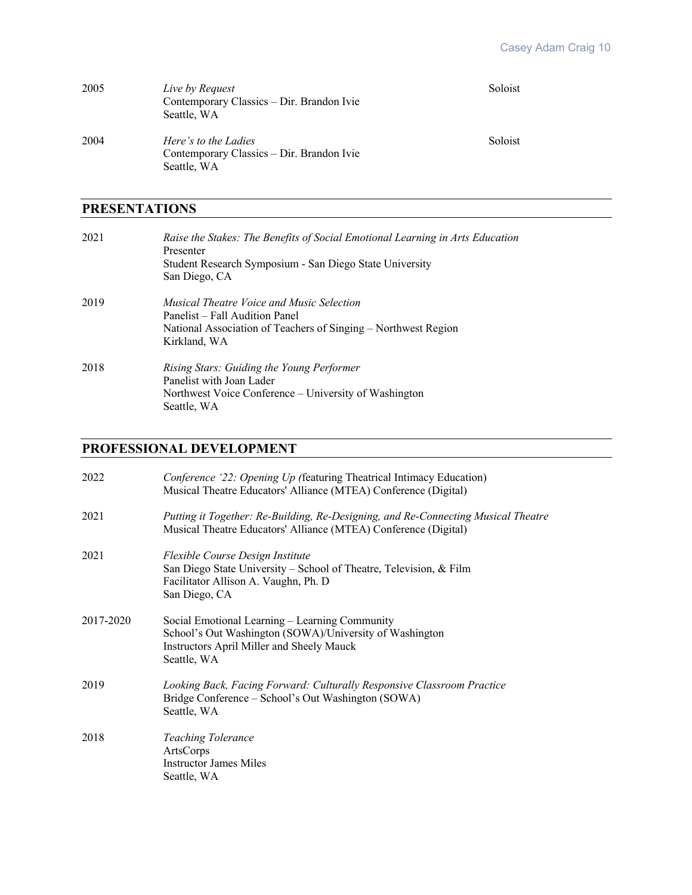2005 *Live by Request* — Soloist
Contemporary Classics – Dir. Brandon Ivie
Seattle, WA

2004 *Here's to the Ladies* — Soloist
Contemporary Classics – Dir. Brandon Ivie
Seattle, WA

## PRESENTATIONS

2021 *Raise the Stakes: The Benefits of Social Emotional Learning in Arts Education*
Presenter
Student Research Symposium - San Diego State University
San Diego, CA

2019 *Musical Theatre Voice and Music Selection*
Panelist – Fall Audition Panel
National Association of Teachers of Singing – Northwest Region
Kirkland, WA

2018 *Rising Stars: Guiding the Young Performer*
Panelist with Joan Lader
Northwest Voice Conference – University of Washington
Seattle, WA

## PROFESSIONAL DEVELOPMENT

2022 *Conference '22: Opening Up (*featuring Theatrical Intimacy Education)
Musical Theatre Educators' Alliance (MTEA) Conference (Digital)

2021 *Putting it Together: Re-Building, Re-Designing, and Re-Connecting Musical Theatre*
Musical Theatre Educators' Alliance (MTEA) Conference (Digital)

2021 *Flexible Course Design Institute*
San Diego State University – School of Theatre, Television, & Film
Facilitator Allison A. Vaughn, Ph. D
San Diego, CA

2017-2020 Social Emotional Learning – Learning Community
School's Out Washington (SOWA)/University of Washington
Instructors April Miller and Sheely Mauck
Seattle, WA

2019 *Looking Back, Facing Forward: Culturally Responsive Classroom Practice*
Bridge Conference – School's Out Washington (SOWA)
Seattle, WA

2018 *Teaching Tolerance*
ArtsCorps
Instructor James Miles
Seattle, WA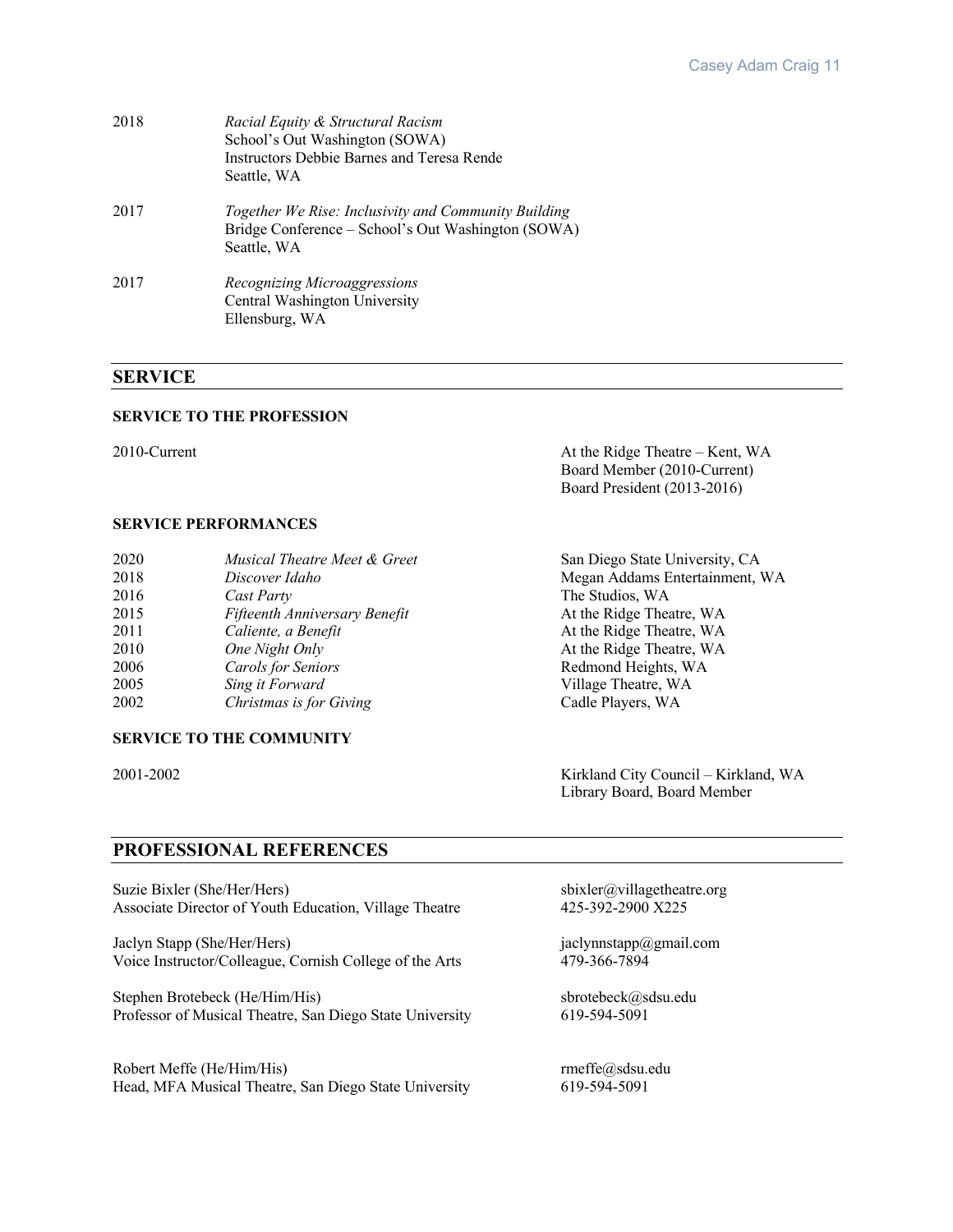2018 — *Racial Equity & Structural Racism*
School's Out Washington (SOWA)
Instructors Debbie Barnes and Teresa Rende
Seattle, WA

2017 — *Together We Rise: Inclusivity and Community Building*
Bridge Conference – School's Out Washington (SOWA)
Seattle, WA

2017 — *Recognizing Microaggressions*
Central Washington University
Ellensburg, WA

## SERVICE

### SERVICE TO THE PROFESSION

2010-Current — At the Ridge Theatre – Kent, WA
Board Member (2010-Current)
Board President (2013-2016)

### SERVICE PERFORMANCES

| | | |
|---|---|---|
| 2020 | *Musical Theatre Meet & Greet* | San Diego State University, CA |
| 2018 | *Discover Idaho* | Megan Addams Entertainment, WA |
| 2016 | *Cast Party* | The Studios, WA |
| 2015 | *Fifteenth Anniversary Benefit* | At the Ridge Theatre, WA |
| 2011 | *Caliente, a Benefit* | At the Ridge Theatre, WA |
| 2010 | *One Night Only* | At the Ridge Theatre, WA |
| 2006 | *Carols for Seniors* | Redmond Heights, WA |
| 2005 | *Sing it Forward* | Village Theatre, WA |
| 2002 | *Christmas is for Giving* | Cadle Players, WA |

### SERVICE TO THE COMMUNITY

2001-2002 — Kirkland City Council – Kirkland, WA
Library Board, Board Member

## PROFESSIONAL REFERENCES

Suzie Bixler (She/Her/Hers) — sbixler@villagetheatre.org
Associate Director of Youth Education, Village Theatre — 425-392-2900 X225

Jaclyn Stapp (She/Her/Hers) — jaclynnstapp@gmail.com
Voice Instructor/Colleague, Cornish College of the Arts — 479-366-7894

Stephen Brotebeck (He/Him/His) — sbrotebeck@sdsu.edu
Professor of Musical Theatre, San Diego State University — 619-594-5091

Robert Meffe (He/Him/His) — rmeffe@sdsu.edu
Head, MFA Musical Theatre, San Diego State University — 619-594-5091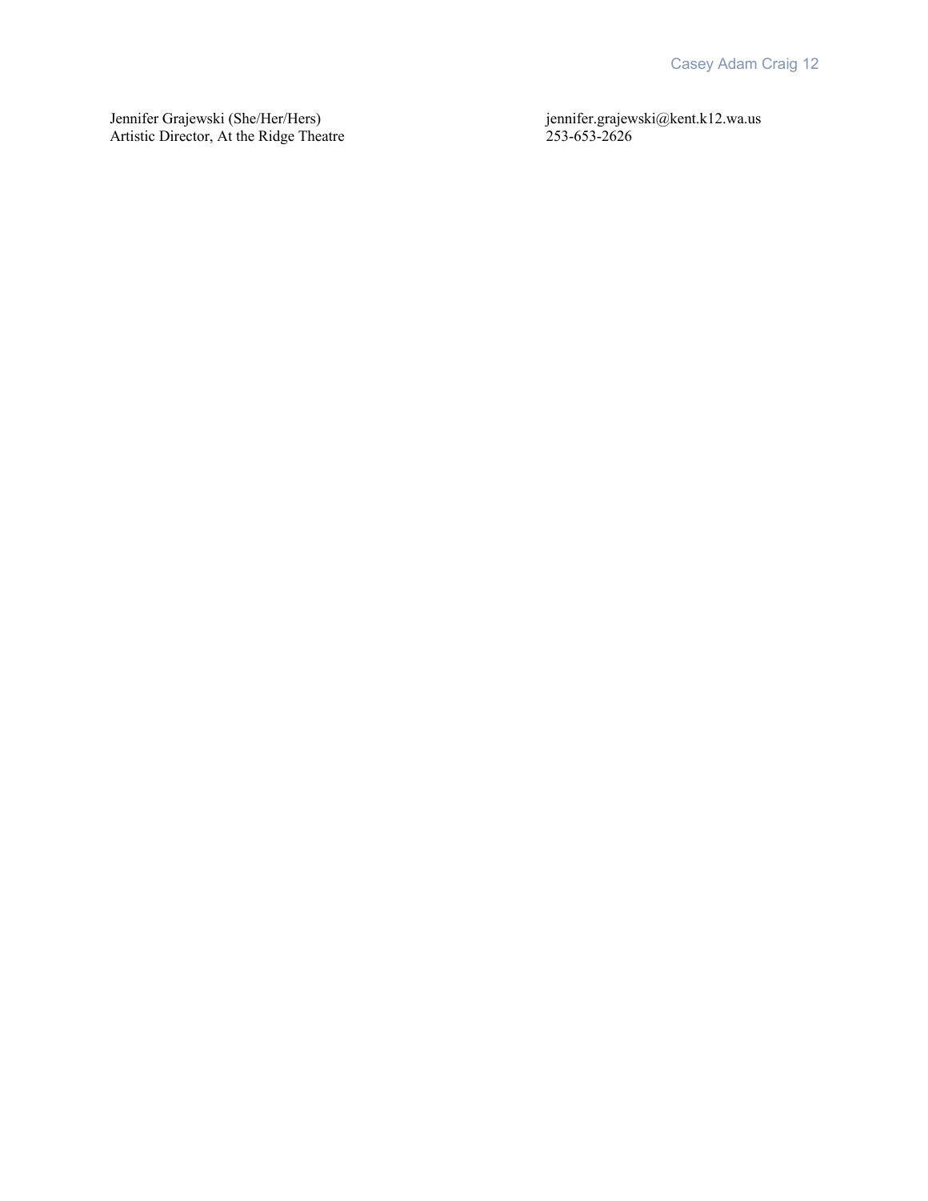Jennifer Grajewski (She/Her/Hers)
Artistic Director, At the Ridge Theatre

jennifer.grajewski@kent.k12.wa.us
253-653-2626